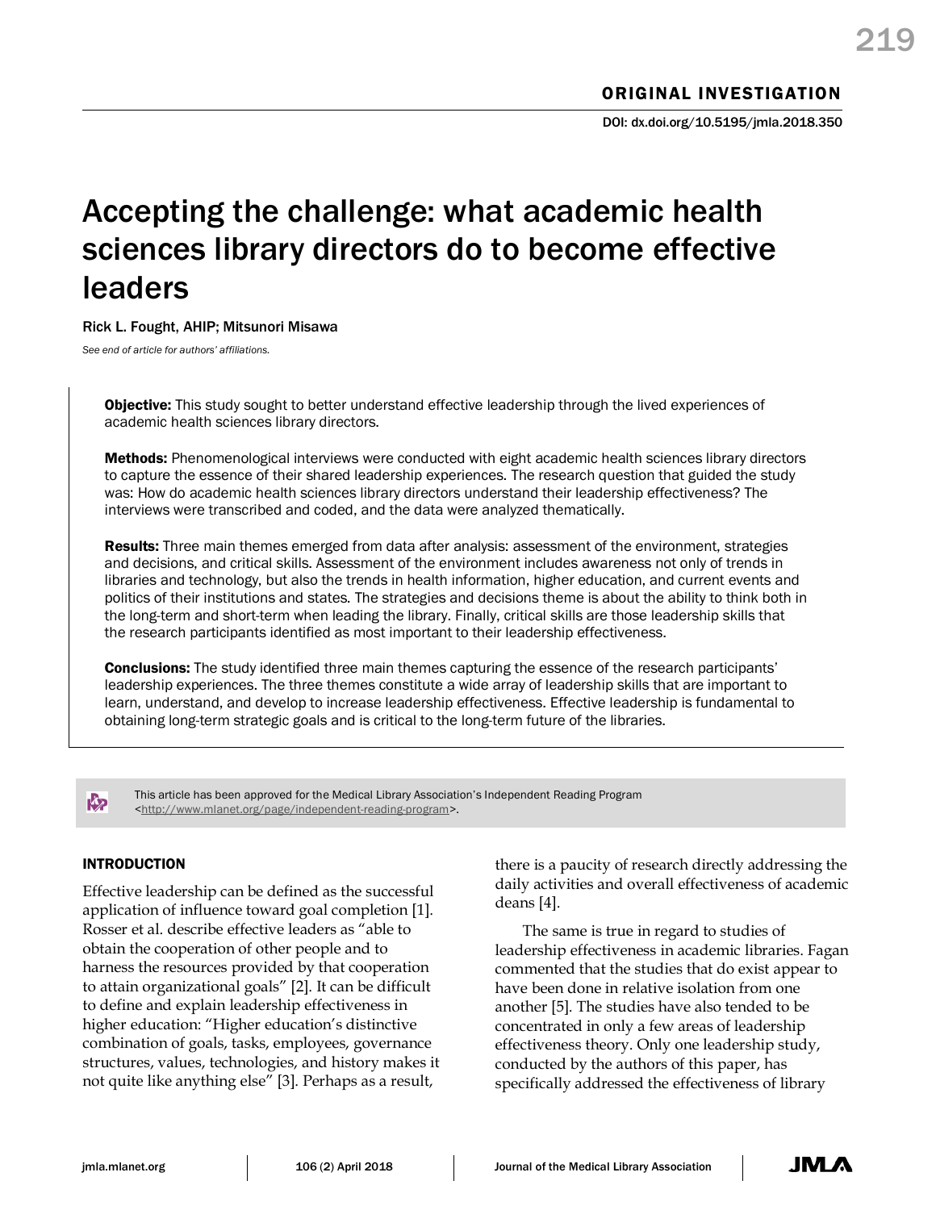ORIGINAL INVESTIGATION

DOI: dx.doi.org/10.5195/jmla.2018.350

# Accepting the challenge: what academic health sciences library directors do to become effective leaders

Rick L. Fought, AHIP; Mitsunori Misawa

*See end of article for authors' affiliations.*

**Objective:** This study sought to better understand effective leadership through the lived experiences of academic health sciences library directors.

**Methods:** Phenomenological interviews were conducted with eight academic health sciences library directors to capture the essence of their shared leadership experiences. The research question that guided the study was: How do academic health sciences library directors understand their leadership effectiveness? The interviews were transcribed and coded, and the data were analyzed thematically.

**Results:** Three main themes emerged from data after analysis: assessment of the environment, strategies and decisions, and critical skills. Assessment of the environment includes awareness not only of trends in libraries and technology, but also the trends in health information, higher education, and current events and politics of their institutions and states. The strategies and decisions theme is about the ability to think both in the long-term and short-term when leading the library. Finally, critical skills are those leadership skills that the research participants identified as most important to their leadership effectiveness.

**Conclusions:** The study identified three main themes capturing the essence of the research participants' leadership experiences. The three themes constitute a wide array of leadership skills that are important to learn, understand, and develop to increase leadership effectiveness. Effective leadership is fundamental to obtaining long-term strategic goals and is critical to the long-term future of the libraries.

This article has been approved for the Medical Library Association's Independent Reading Program <http://www.mlanet.org/page/independent-reading-program>.

## INTRODUCTION

Effective leadership can be defined as the successful application of influence toward goal completion [1]. Rosser et al. describe effective leaders as "able to obtain the cooperation of other people and to harness the resources provided by that cooperation to attain organizational goals" [2]. It can be difficult to define and explain leadership effectiveness in higher education: "Higher education's distinctive combination of goals, tasks, employees, governance structures, values, technologies, and history makes it not quite like anything else" [3]. Perhaps as a result, there is a paucity of research directly addressing the daily activities and overall effectiveness of academic deans [4].

The same is true in regard to studies of leadership effectiveness in academic libraries. Fagan commented that the studies that do exist appear to have been done in relative isolation from one another [5]. The studies have also tended to be concentrated in only a few areas of leadership effectiveness theory. Only one leadership study, conducted by the authors of this paper, has specifically addressed the effectiveness of library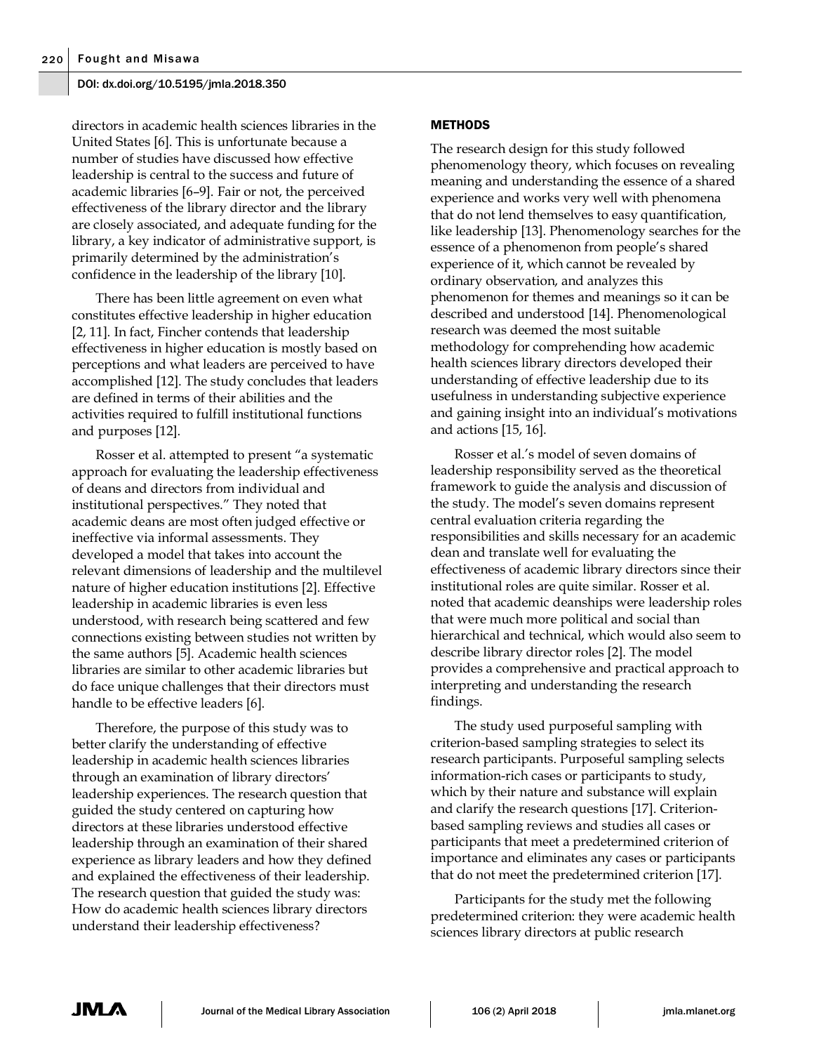directors in academic health sciences libraries in the United States [6]. This is unfortunate because a number of studies have discussed how effective leadership is central to the success and future of academic libraries [6–9]. Fair or not, the perceived effectiveness of the library director and the library are closely associated, and adequate funding for the library, a key indicator of administrative support, is primarily determined by the administration's confidence in the leadership of the library [10].

There has been little agreement on even what constitutes effective leadership in higher education [2, 11]. In fact, Fincher contends that leadership effectiveness in higher education is mostly based on perceptions and what leaders are perceived to have accomplished [12]. The study concludes that leaders are defined in terms of their abilities and the activities required to fulfill institutional functions and purposes [12].

Rosser et al. attempted to present "a systematic approach for evaluating the leadership effectiveness of deans and directors from individual and institutional perspectives." They noted that academic deans are most often judged effective or ineffective via informal assessments. They developed a model that takes into account the relevant dimensions of leadership and the multilevel nature of higher education institutions [2]. Effective leadership in academic libraries is even less understood, with research being scattered and few connections existing between studies not written by the same authors [5]. Academic health sciences libraries are similar to other academic libraries but do face unique challenges that their directors must handle to be effective leaders [6].

Therefore, the purpose of this study was to better clarify the understanding of effective leadership in academic health sciences libraries through an examination of library directors' leadership experiences. The research question that guided the study centered on capturing how directors at these libraries understood effective leadership through an examination of their shared experience as library leaders and how they defined and explained the effectiveness of their leadership. The research question that guided the study was: How do academic health sciences library directors understand their leadership effectiveness?

## METHODS

The research design for this study followed phenomenology theory, which focuses on revealing meaning and understanding the essence of a shared experience and works very well with phenomena that do not lend themselves to easy quantification, like leadership [13]. Phenomenology searches for the essence of a phenomenon from people's shared experience of it, which cannot be revealed by ordinary observation, and analyzes this phenomenon for themes and meanings so it can be described and understood [14]. Phenomenological research was deemed the most suitable methodology for comprehending how academic health sciences library directors developed their understanding of effective leadership due to its usefulness in understanding subjective experience and gaining insight into an individual's motivations and actions [15, 16].

Rosser et al.'s model of seven domains of leadership responsibility served as the theoretical framework to guide the analysis and discussion of the study. The model's seven domains represent central evaluation criteria regarding the responsibilities and skills necessary for an academic dean and translate well for evaluating the effectiveness of academic library directors since their institutional roles are quite similar. Rosser et al. noted that academic deanships were leadership roles that were much more political and social than hierarchical and technical, which would also seem to describe library director roles [2]. The model provides a comprehensive and practical approach to interpreting and understanding the research findings.

The study used purposeful sampling with criterion-based sampling strategies to select its research participants. Purposeful sampling selects information-rich cases or participants to study, which by their nature and substance will explain and clarify the research questions [17]. Criterion-based sampling reviews and studies all cases or participants that meet a predetermined criterion of importance and eliminates any cases or participants that do not meet the predetermined criterion [17].

Participants for the study met the following predetermined criterion: they were academic health sciences library directors at public research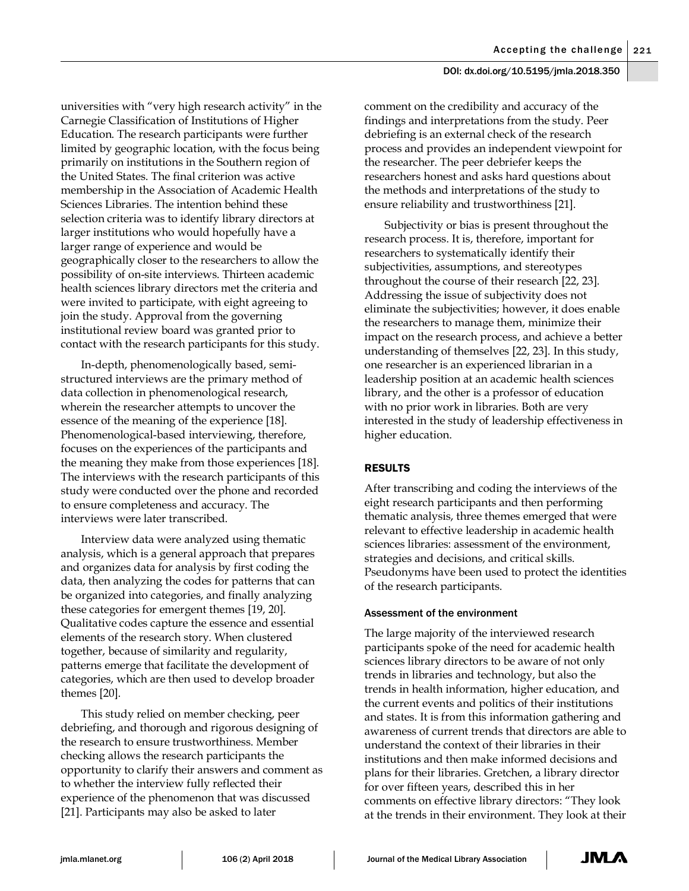universities with "very high research activity" in the Carnegie Classification of Institutions of Higher Education. The research participants were further limited by geographic location, with the focus being primarily on institutions in the Southern region of the United States. The final criterion was active membership in the Association of Academic Health Sciences Libraries. The intention behind these selection criteria was to identify library directors at larger institutions who would hopefully have a larger range of experience and would be geographically closer to the researchers to allow the possibility of on-site interviews. Thirteen academic health sciences library directors met the criteria and were invited to participate, with eight agreeing to join the study. Approval from the governing institutional review board was granted prior to contact with the research participants for this study.

In-depth, phenomenologically based, semi-structured interviews are the primary method of data collection in phenomenological research, wherein the researcher attempts to uncover the essence of the meaning of the experience [18]. Phenomenological-based interviewing, therefore, focuses on the experiences of the participants and the meaning they make from those experiences [18]. The interviews with the research participants of this study were conducted over the phone and recorded to ensure completeness and accuracy. The interviews were later transcribed.

Interview data were analyzed using thematic analysis, which is a general approach that prepares and organizes data for analysis by first coding the data, then analyzing the codes for patterns that can be organized into categories, and finally analyzing these categories for emergent themes [19, 20]. Qualitative codes capture the essence and essential elements of the research story. When clustered together, because of similarity and regularity, patterns emerge that facilitate the development of categories, which are then used to develop broader themes [20].

This study relied on member checking, peer debriefing, and thorough and rigorous designing of the research to ensure trustworthiness. Member checking allows the research participants the opportunity to clarify their answers and comment as to whether the interview fully reflected their experience of the phenomenon that was discussed [21]. Participants may also be asked to later comment on the credibility and accuracy of the findings and interpretations from the study. Peer debriefing is an external check of the research process and provides an independent viewpoint for the researcher. The peer debriefer keeps the researchers honest and asks hard questions about the methods and interpretations of the study to ensure reliability and trustworthiness [21].

Subjectivity or bias is present throughout the research process. It is, therefore, important for researchers to systematically identify their subjectivities, assumptions, and stereotypes throughout the course of their research [22, 23]. Addressing the issue of subjectivity does not eliminate the subjectivities; however, it does enable the researchers to manage them, minimize their impact on the research process, and achieve a better understanding of themselves [22, 23]. In this study, one researcher is an experienced librarian in a leadership position at an academic health sciences library, and the other is a professor of education with no prior work in libraries. Both are very interested in the study of leadership effectiveness in higher education.

## RESULTS

After transcribing and coding the interviews of the eight research participants and then performing thematic analysis, three themes emerged that were relevant to effective leadership in academic health sciences libraries: assessment of the environment, strategies and decisions, and critical skills. Pseudonyms have been used to protect the identities of the research participants.

### Assessment of the environment

The large majority of the interviewed research participants spoke of the need for academic health sciences library directors to be aware of not only trends in libraries and technology, but also the trends in health information, higher education, and the current events and politics of their institutions and states. It is from this information gathering and awareness of current trends that directors are able to understand the context of their libraries in their institutions and then make informed decisions and plans for their libraries. Gretchen, a library director for over fifteen years, described this in her comments on effective library directors: "They look at the trends in their environment. They look at their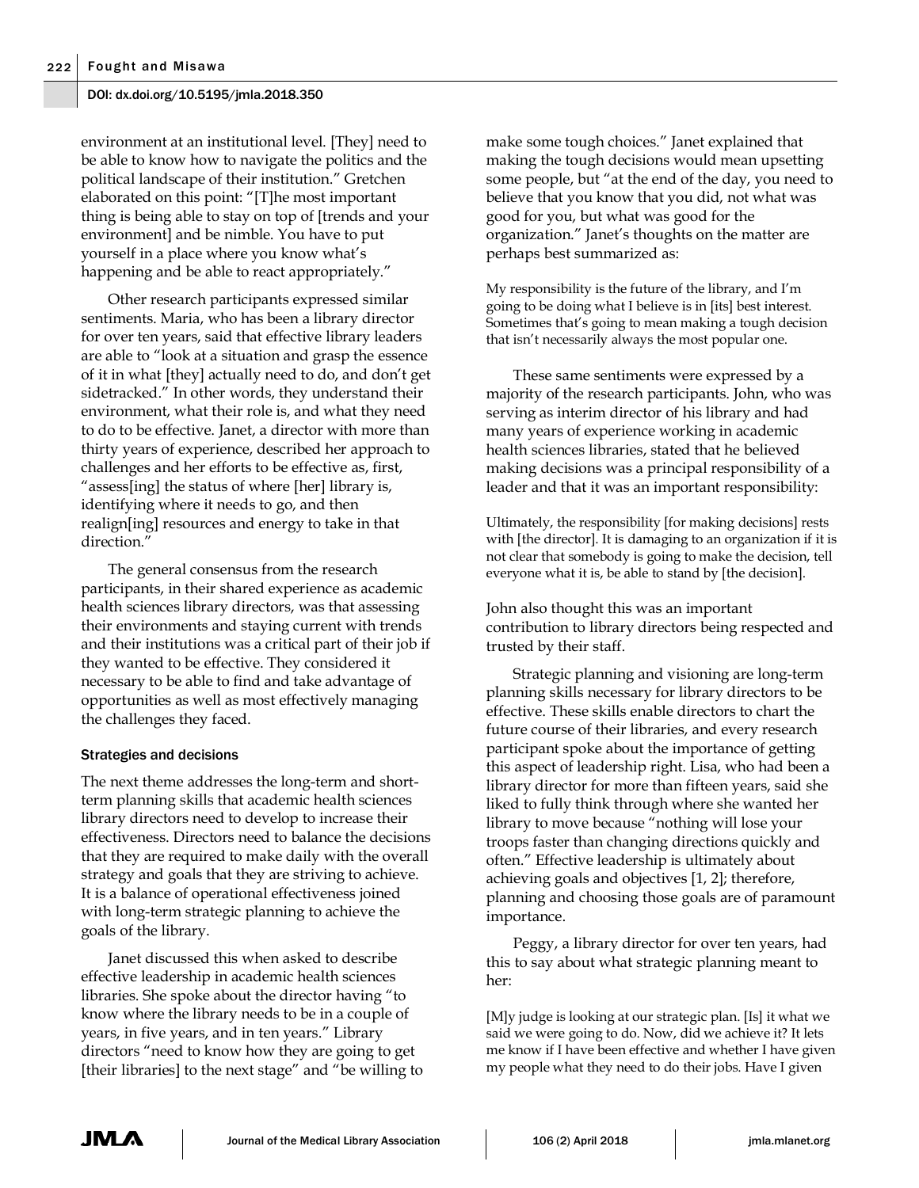environment at an institutional level. [They] need to be able to know how to navigate the politics and the political landscape of their institution." Gretchen elaborated on this point: "[T]he most important thing is being able to stay on top of [trends and your environment] and be nimble. You have to put yourself in a place where you know what's happening and be able to react appropriately."

Other research participants expressed similar sentiments. Maria, who has been a library director for over ten years, said that effective library leaders are able to "look at a situation and grasp the essence of it in what [they] actually need to do, and don't get sidetracked." In other words, they understand their environment, what their role is, and what they need to do to be effective. Janet, a director with more than thirty years of experience, described her approach to challenges and her efforts to be effective as, first, "assess[ing] the status of where [her] library is, identifying where it needs to go, and then realign[ing] resources and energy to take in that direction."

The general consensus from the research participants, in their shared experience as academic health sciences library directors, was that assessing their environments and staying current with trends and their institutions was a critical part of their job if they wanted to be effective. They considered it necessary to be able to find and take advantage of opportunities as well as most effectively managing the challenges they faced.

### Strategies and decisions

The next theme addresses the long-term and short-term planning skills that academic health sciences library directors need to develop to increase their effectiveness. Directors need to balance the decisions that they are required to make daily with the overall strategy and goals that they are striving to achieve. It is a balance of operational effectiveness joined with long-term strategic planning to achieve the goals of the library.

Janet discussed this when asked to describe effective leadership in academic health sciences libraries. She spoke about the director having "to know where the library needs to be in a couple of years, in five years, and in ten years." Library directors "need to know how they are going to get [their libraries] to the next stage" and "be willing to make some tough choices." Janet explained that making the tough decisions would mean upsetting some people, but "at the end of the day, you need to believe that you know that you did, not what was good for you, but what was good for the organization." Janet's thoughts on the matter are perhaps best summarized as:

> My responsibility is the future of the library, and I'm going to be doing what I believe is in [its] best interest. Sometimes that's going to mean making a tough decision that isn't necessarily always the most popular one.

These same sentiments were expressed by a majority of the research participants. John, who was serving as interim director of his library and had many years of experience working in academic health sciences libraries, stated that he believed making decisions was a principal responsibility of a leader and that it was an important responsibility:

> Ultimately, the responsibility [for making decisions] rests with [the director]. It is damaging to an organization if it is not clear that somebody is going to make the decision, tell everyone what it is, be able to stand by [the decision].

John also thought this was an important contribution to library directors being respected and trusted by their staff.

Strategic planning and visioning are long-term planning skills necessary for library directors to be effective. These skills enable directors to chart the future course of their libraries, and every research participant spoke about the importance of getting this aspect of leadership right. Lisa, who had been a library director for more than fifteen years, said she liked to fully think through where she wanted her library to move because "nothing will lose your troops faster than changing directions quickly and often." Effective leadership is ultimately about achieving goals and objectives [1, 2]; therefore, planning and choosing those goals are of paramount importance.

Peggy, a library director for over ten years, had this to say about what strategic planning meant to her:

> [M]y judge is looking at our strategic plan. [Is] it what we said we were going to do. Now, did we achieve it? It lets me know if I have been effective and whether I have given my people what they need to do their jobs. Have I given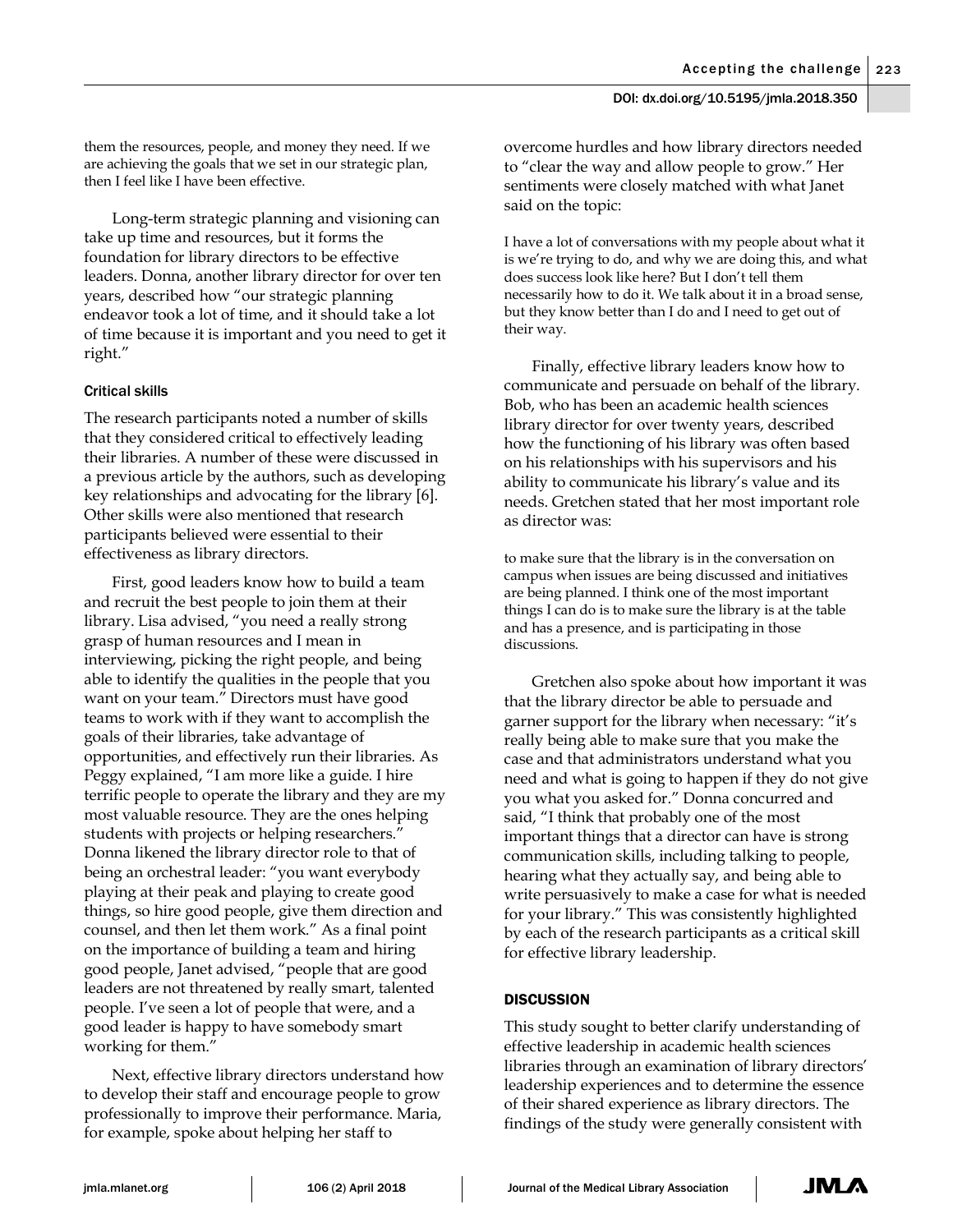them the resources, people, and money they need. If we are achieving the goals that we set in our strategic plan, then I feel like I have been effective.

Long-term strategic planning and visioning can take up time and resources, but it forms the foundation for library directors to be effective leaders. Donna, another library director for over ten years, described how "our strategic planning endeavor took a lot of time, and it should take a lot of time because it is important and you need to get it right."

### Critical skills

The research participants noted a number of skills that they considered critical to effectively leading their libraries. A number of these were discussed in a previous article by the authors, such as developing key relationships and advocating for the library [6]. Other skills were also mentioned that research participants believed were essential to their effectiveness as library directors.

First, good leaders know how to build a team and recruit the best people to join them at their library. Lisa advised, "you need a really strong grasp of human resources and I mean in interviewing, picking the right people, and being able to identify the qualities in the people that you want on your team." Directors must have good teams to work with if they want to accomplish the goals of their libraries, take advantage of opportunities, and effectively run their libraries. As Peggy explained, "I am more like a guide. I hire terrific people to operate the library and they are my most valuable resource. They are the ones helping students with projects or helping researchers." Donna likened the library director role to that of being an orchestral leader: "you want everybody playing at their peak and playing to create good things, so hire good people, give them direction and counsel, and then let them work." As a final point on the importance of building a team and hiring good people, Janet advised, "people that are good leaders are not threatened by really smart, talented people. I've seen a lot of people that were, and a good leader is happy to have somebody smart working for them."

Next, effective library directors understand how to develop their staff and encourage people to grow professionally to improve their performance. Maria, for example, spoke about helping her staff to overcome hurdles and how library directors needed to "clear the way and allow people to grow." Her sentiments were closely matched with what Janet said on the topic:

> I have a lot of conversations with my people about what it is we're trying to do, and why we are doing this, and what does success look like here? But I don't tell them necessarily how to do it. We talk about it in a broad sense, but they know better than I do and I need to get out of their way.

Finally, effective library leaders know how to communicate and persuade on behalf of the library. Bob, who has been an academic health sciences library director for over twenty years, described how the functioning of his library was often based on his relationships with his supervisors and his ability to communicate his library's value and its needs. Gretchen stated that her most important role as director was:

> to make sure that the library is in the conversation on campus when issues are being discussed and initiatives are being planned. I think one of the most important things I can do is to make sure the library is at the table and has a presence, and is participating in those discussions.

Gretchen also spoke about how important it was that the library director be able to persuade and garner support for the library when necessary: "it's really being able to make sure that you make the case and that administrators understand what you need and what is going to happen if they do not give you what you asked for." Donna concurred and said, "I think that probably one of the most important things that a director can have is strong communication skills, including talking to people, hearing what they actually say, and being able to write persuasively to make a case for what is needed for your library." This was consistently highlighted by each of the research participants as a critical skill for effective library leadership.

## DISCUSSION

This study sought to better clarify understanding of effective leadership in academic health sciences libraries through an examination of library directors' leadership experiences and to determine the essence of their shared experience as library directors. The findings of the study were generally consistent with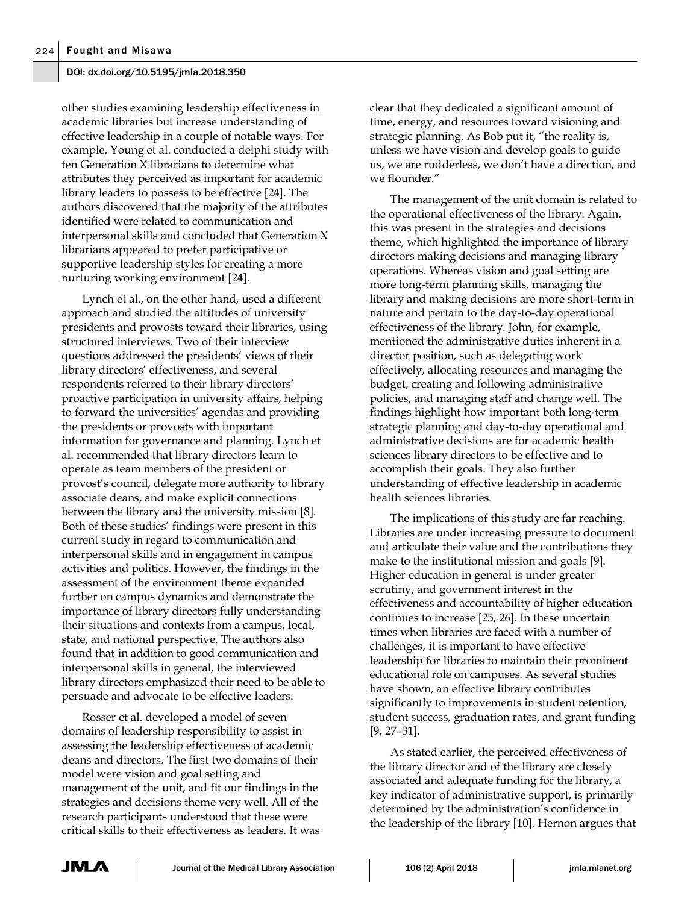other studies examining leadership effectiveness in academic libraries but increase understanding of effective leadership in a couple of notable ways. For example, Young et al. conducted a delphi study with ten Generation X librarians to determine what attributes they perceived as important for academic library leaders to possess to be effective [24]. The authors discovered that the majority of the attributes identified were related to communication and interpersonal skills and concluded that Generation X librarians appeared to prefer participative or supportive leadership styles for creating a more nurturing working environment [24].

Lynch et al., on the other hand, used a different approach and studied the attitudes of university presidents and provosts toward their libraries, using structured interviews. Two of their interview questions addressed the presidents' views of their library directors' effectiveness, and several respondents referred to their library directors' proactive participation in university affairs, helping to forward the universities' agendas and providing the presidents or provosts with important information for governance and planning. Lynch et al. recommended that library directors learn to operate as team members of the president or provost's council, delegate more authority to library associate deans, and make explicit connections between the library and the university mission [8]. Both of these studies' findings were present in this current study in regard to communication and interpersonal skills and in engagement in campus activities and politics. However, the findings in the assessment of the environment theme expanded further on campus dynamics and demonstrate the importance of library directors fully understanding their situations and contexts from a campus, local, state, and national perspective. The authors also found that in addition to good communication and interpersonal skills in general, the interviewed library directors emphasized their need to be able to persuade and advocate to be effective leaders.

Rosser et al. developed a model of seven domains of leadership responsibility to assist in assessing the leadership effectiveness of academic deans and directors. The first two domains of their model were vision and goal setting and management of the unit, and fit our findings in the strategies and decisions theme very well. All of the research participants understood that these were critical skills to their effectiveness as leaders. It was clear that they dedicated a significant amount of time, energy, and resources toward visioning and strategic planning. As Bob put it, "the reality is, unless we have vision and develop goals to guide us, we are rudderless, we don't have a direction, and we flounder."

The management of the unit domain is related to the operational effectiveness of the library. Again, this was present in the strategies and decisions theme, which highlighted the importance of library directors making decisions and managing library operations. Whereas vision and goal setting are more long-term planning skills, managing the library and making decisions are more short-term in nature and pertain to the day-to-day operational effectiveness of the library. John, for example, mentioned the administrative duties inherent in a director position, such as delegating work effectively, allocating resources and managing the budget, creating and following administrative policies, and managing staff and change well. The findings highlight how important both long-term strategic planning and day-to-day operational and administrative decisions are for academic health sciences library directors to be effective and to accomplish their goals. They also further understanding of effective leadership in academic health sciences libraries.

The implications of this study are far reaching. Libraries are under increasing pressure to document and articulate their value and the contributions they make to the institutional mission and goals [9]. Higher education in general is under greater scrutiny, and government interest in the effectiveness and accountability of higher education continues to increase [25, 26]. In these uncertain times when libraries are faced with a number of challenges, it is important to have effective leadership for libraries to maintain their prominent educational role on campuses. As several studies have shown, an effective library contributes significantly to improvements in student retention, student success, graduation rates, and grant funding [9, 27–31].

As stated earlier, the perceived effectiveness of the library director and of the library are closely associated and adequate funding for the library, a key indicator of administrative support, is primarily determined by the administration's confidence in the leadership of the library [10]. Hernon argues that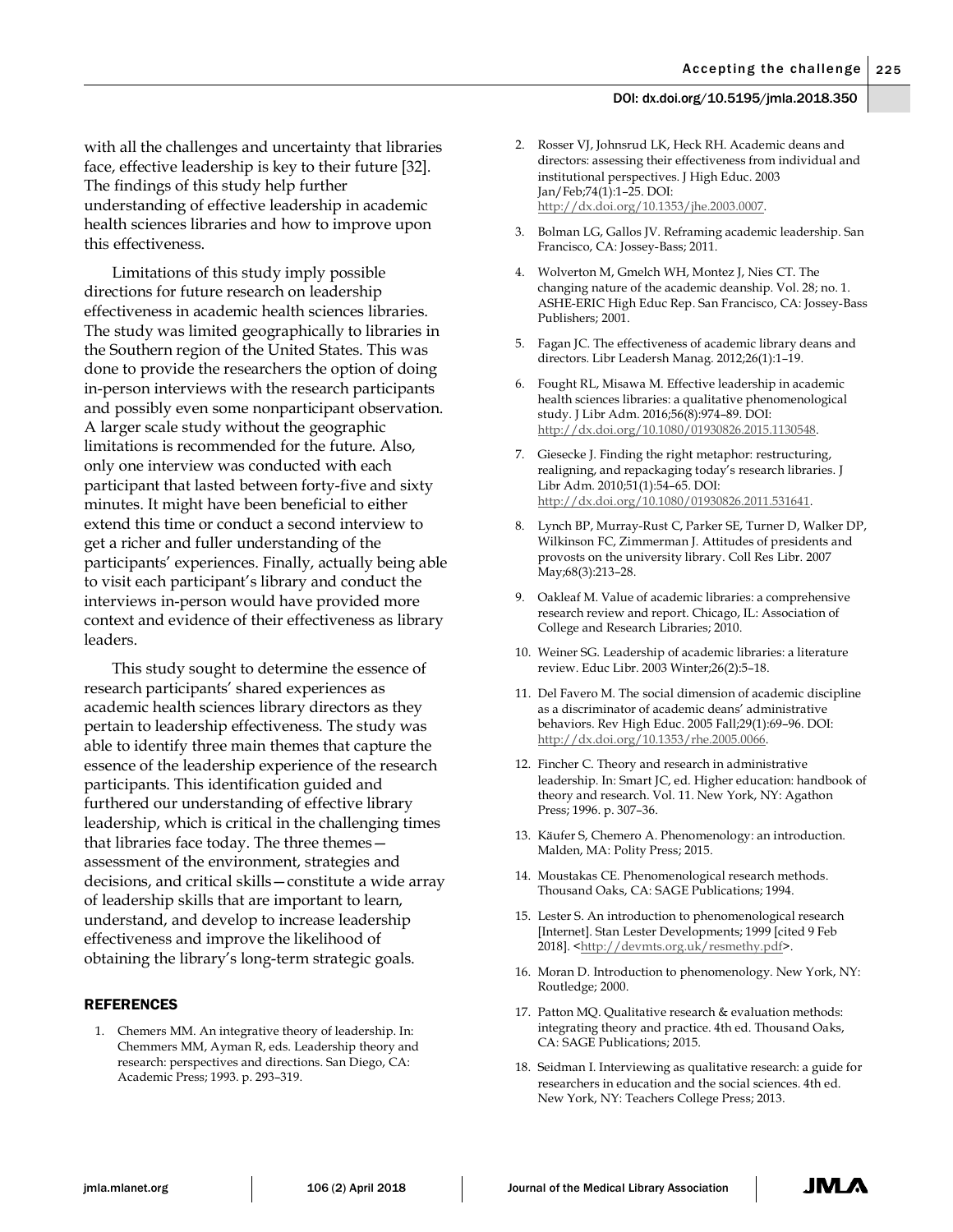with all the challenges and uncertainty that libraries face, effective leadership is key to their future [32]. The findings of this study help further understanding of effective leadership in academic health sciences libraries and how to improve upon this effectiveness.

Limitations of this study imply possible directions for future research on leadership effectiveness in academic health sciences libraries. The study was limited geographically to libraries in the Southern region of the United States. This was done to provide the researchers the option of doing in-person interviews with the research participants and possibly even some nonparticipant observation. A larger scale study without the geographic limitations is recommended for the future. Also, only one interview was conducted with each participant that lasted between forty-five and sixty minutes. It might have been beneficial to either extend this time or conduct a second interview to get a richer and fuller understanding of the participants' experiences. Finally, actually being able to visit each participant's library and conduct the interviews in-person would have provided more context and evidence of their effectiveness as library leaders.

This study sought to determine the essence of research participants' shared experiences as academic health sciences library directors as they pertain to leadership effectiveness. The study was able to identify three main themes that capture the essence of the leadership experience of the research participants. This identification guided and furthered our understanding of effective library leadership, which is critical in the challenging times that libraries face today. The three themes—assessment of the environment, strategies and decisions, and critical skills—constitute a wide array of leadership skills that are important to learn, understand, and develop to increase leadership effectiveness and improve the likelihood of obtaining the library's long-term strategic goals.

## REFERENCES

1. Chemers MM. An integrative theory of leadership. In: Chemmers MM, Ayman R, eds. Leadership theory and research: perspectives and directions. San Diego, CA: Academic Press; 1993. p. 293–319.
2. Rosser VJ, Johnsrud LK, Heck RH. Academic deans and directors: assessing their effectiveness from individual and institutional perspectives. J High Educ. 2003 Jan/Feb;74(1):1–25. DOI: http://dx.doi.org/10.1353/jhe.2003.0007.
3. Bolman LG, Gallos JV. Reframing academic leadership. San Francisco, CA: Jossey-Bass; 2011.
4. Wolverton M, Gmelch WH, Montez J, Nies CT. The changing nature of the academic deanship. Vol. 28; no. 1. ASHE-ERIC High Educ Rep. San Francisco, CA: Jossey-Bass Publishers; 2001.
5. Fagan JC. The effectiveness of academic library deans and directors. Libr Leadersh Manag. 2012;26(1):1–19.
6. Fought RL, Misawa M. Effective leadership in academic health sciences libraries: a qualitative phenomenological study. J Libr Adm. 2016;56(8):974–89. DOI: http://dx.doi.org/10.1080/01930826.2015.1130548.
7. Giesecke J. Finding the right metaphor: restructuring, realigning, and repackaging today's research libraries. J Libr Adm. 2010;51(1):54–65. DOI: http://dx.doi.org/10.1080/01930826.2011.531641.
8. Lynch BP, Murray-Rust C, Parker SE, Turner D, Walker DP, Wilkinson FC, Zimmerman J. Attitudes of presidents and provosts on the university library. Coll Res Libr. 2007 May;68(3):213–28.
9. Oakleaf M. Value of academic libraries: a comprehensive research review and report. Chicago, IL: Association of College and Research Libraries; 2010.
10. Weiner SG. Leadership of academic libraries: a literature review. Educ Libr. 2003 Winter;26(2):5–18.
11. Del Favero M. The social dimension of academic discipline as a discriminator of academic deans' administrative behaviors. Rev High Educ. 2005 Fall;29(1):69–96. DOI: http://dx.doi.org/10.1353/rhe.2005.0066.
12. Fincher C. Theory and research in administrative leadership. In: Smart JC, ed. Higher education: handbook of theory and research. Vol. 11. New York, NY: Agathon Press; 1996. p. 307–36.
13. Käufer S, Chemero A. Phenomenology: an introduction. Malden, MA: Polity Press; 2015.
14. Moustakas CE. Phenomenological research methods. Thousand Oaks, CA: SAGE Publications; 1994.
15. Lester S. An introduction to phenomenological research [Internet]. Stan Lester Developments; 1999 [cited 9 Feb 2018]. <http://devmts.org.uk/resmethy.pdf>.
16. Moran D. Introduction to phenomenology. New York, NY: Routledge; 2000.
17. Patton MQ. Qualitative research & evaluation methods: integrating theory and practice. 4th ed. Thousand Oaks, CA: SAGE Publications; 2015.
18. Seidman I. Interviewing as qualitative research: a guide for researchers in education and the social sciences. 4th ed. New York, NY: Teachers College Press; 2013.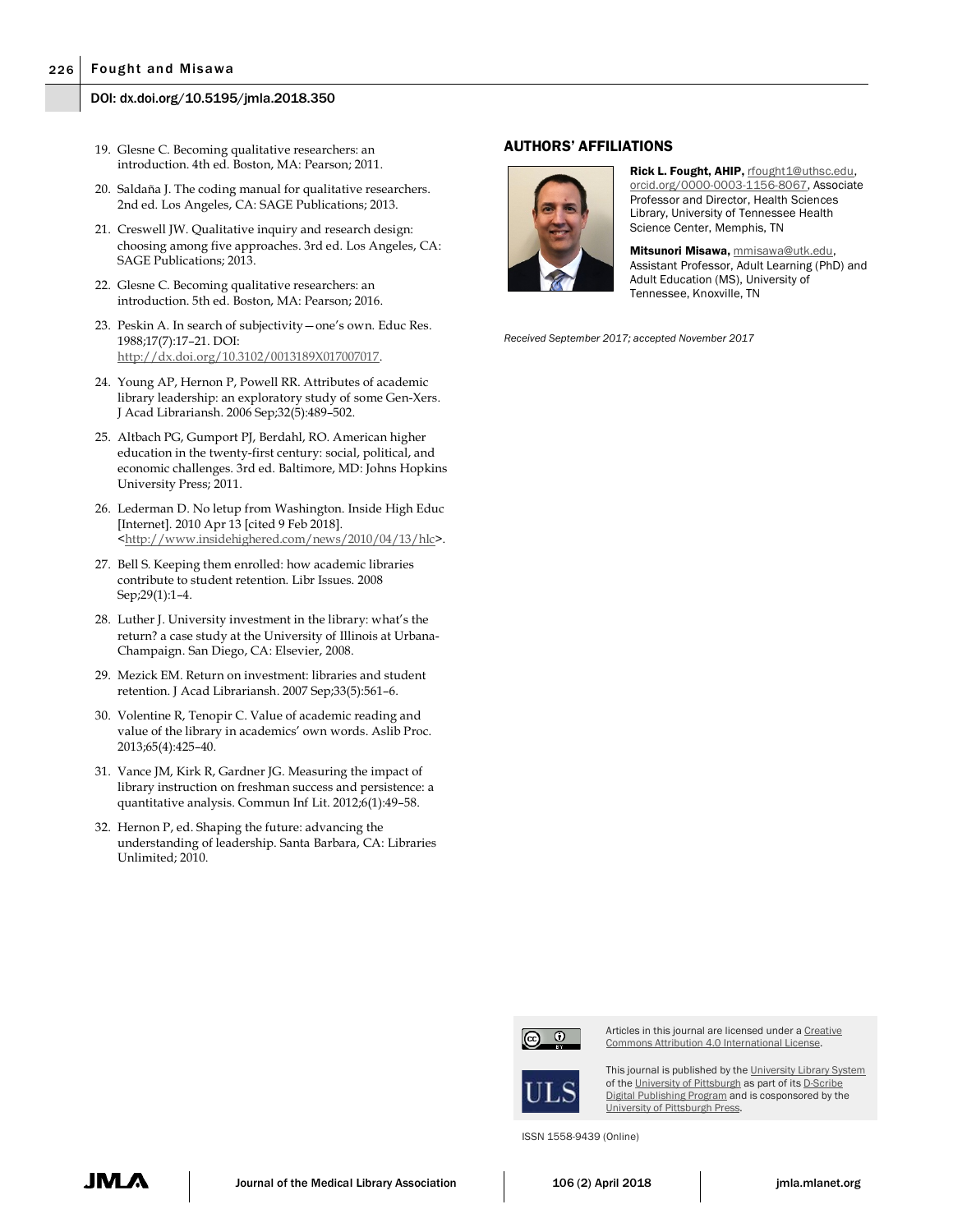19. Glesne C. Becoming qualitative researchers: an introduction. 4th ed. Boston, MA: Pearson; 2011.

20. Saldaña J. The coding manual for qualitative researchers. 2nd ed. Los Angeles, CA: SAGE Publications; 2013.

21. Creswell JW. Qualitative inquiry and research design: choosing among five approaches. 3rd ed. Los Angeles, CA: SAGE Publications; 2013.

22. Glesne C. Becoming qualitative researchers: an introduction. 5th ed. Boston, MA: Pearson; 2016.

23. Peskin A. In search of subjectivity—one's own. Educ Res. 1988;17(7):17–21. DOI: http://dx.doi.org/10.3102/0013189X017007017.

24. Young AP, Hernon P, Powell RR. Attributes of academic library leadership: an exploratory study of some Gen-Xers. J Acad Librariansh. 2006 Sep;32(5):489–502.

25. Altbach PG, Gumport PJ, Berdahl, RO. American higher education in the twenty-first century: social, political, and economic challenges. 3rd ed. Baltimore, MD: Johns Hopkins University Press; 2011.

26. Lederman D. No letup from Washington. Inside High Educ [Internet]. 2010 Apr 13 [cited 9 Feb 2018]. <http://www.insidehighered.com/news/2010/04/13/hlc>.

27. Bell S. Keeping them enrolled: how academic libraries contribute to student retention. Libr Issues. 2008 Sep;29(1):1–4.

28. Luther J. University investment in the library: what's the return? a case study at the University of Illinois at Urbana-Champaign. San Diego, CA: Elsevier, 2008.

29. Mezick EM. Return on investment: libraries and student retention. J Acad Librariansh. 2007 Sep;33(5):561–6.

30. Volentine R, Tenopir C. Value of academic reading and value of the library in academics' own words. Aslib Proc. 2013;65(4):425–40.

31. Vance JM, Kirk R, Gardner JG. Measuring the impact of library instruction on freshman success and persistence: a quantitative analysis. Commun Inf Lit. 2012;6(1):49–58.

32. Hernon P, ed. Shaping the future: advancing the understanding of leadership. Santa Barbara, CA: Libraries Unlimited; 2010.

## AUTHORS' AFFILIATIONS

**Rick L. Fought, AHIP,** rfought1@uthsc.edu, orcid.org/0000-0003-1156-8067, Associate Professor and Director, Health Sciences Library, University of Tennessee Health Science Center, Memphis, TN

**Mitsunori Misawa,** mmisawa@utk.edu, Assistant Professor, Adult Learning (PhD) and Adult Education (MS), University of Tennessee, Knoxville, TN

*Received September 2017; accepted November 2017*

Articles in this journal are licensed under a Creative Commons Attribution 4.0 International License.

This journal is published by the University Library System of the University of Pittsburgh as part of its D-Scribe Digital Publishing Program and is cosponsored by the University of Pittsburgh Press.

ISSN 1558-9439 (Online)